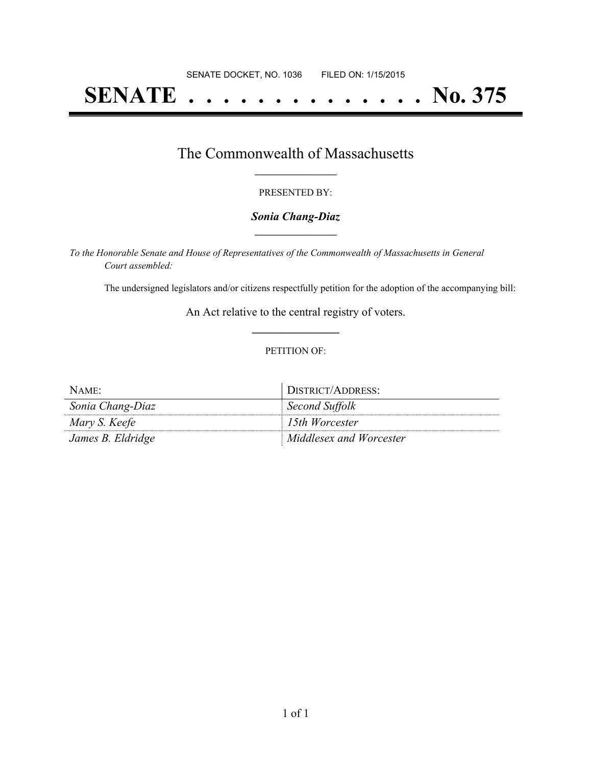SENATE DOCKET, NO. 1036        FILED ON: 1/15/2015

# SENATE . . . . . . . . . . . . . . No. 375

## The Commonwealth of Massachusetts

PRESENTED BY:

***Sonia Chang-Diaz***

*To the Honorable Senate and House of Representatives of the Commonwealth of Massachusetts in General Court assembled:*

The undersigned legislators and/or citizens respectfully petition for the adoption of the accompanying bill:

An Act relative to the central registry of voters.

PETITION OF:

| NAME: | DISTRICT/ADDRESS: |
| --- | --- |
| *Sonia Chang-Diaz* | *Second Suffolk* |
| *Mary S. Keefe* | *15th Worcester* |
| *James B. Eldridge* | *Middlesex and Worcester* |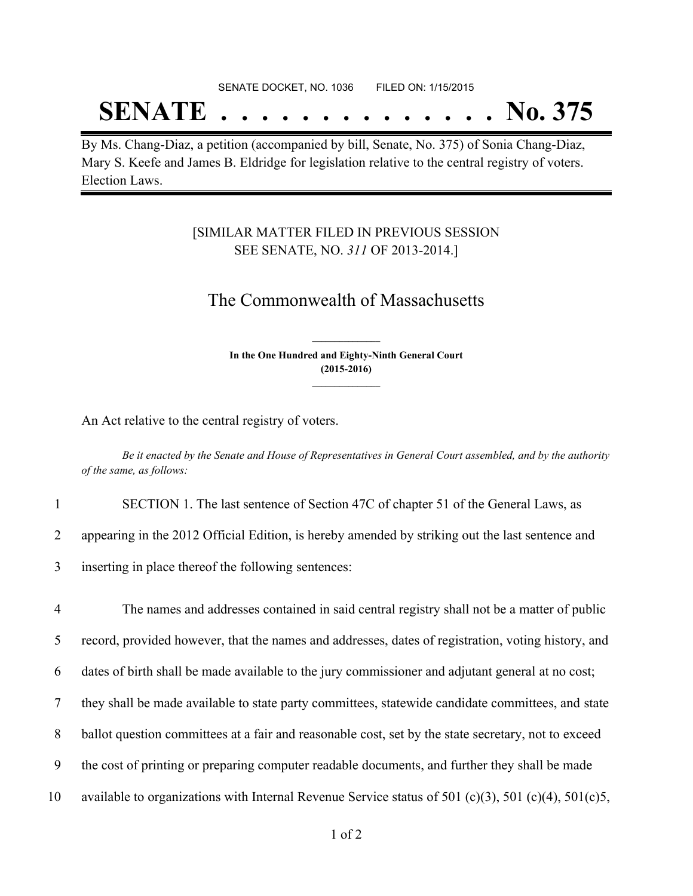SENATE DOCKET, NO. 1036        FILED ON: 1/15/2015

# SENATE . . . . . . . . . . . . . . No. 375

By Ms. Chang-Diaz, a petition (accompanied by bill, Senate, No. 375) of Sonia Chang-Diaz, Mary S. Keefe and James B. Eldridge for legislation relative to the central registry of voters. Election Laws.

[SIMILAR MATTER FILED IN PREVIOUS SESSION SEE SENATE, NO. *311* OF 2013-2014.]

## The Commonwealth of Massachusetts

**In the One Hundred and Eighty-Ninth General Court (2015-2016)**

An Act relative to the central registry of voters.

*Be it enacted by the Senate and House of Representatives in General Court assembled, and by the authority of the same, as follows:*

1 SECTION 1. The last sentence of Section 47C of chapter 51 of the General Laws, as
2 appearing in the 2012 Official Edition, is hereby amended by striking out the last sentence and
3 inserting in place thereof the following sentences:

4 The names and addresses contained in said central registry shall not be a matter of public
5 record, provided however, that the names and addresses, dates of registration, voting history, and
6 dates of birth shall be made available to the jury commissioner and adjutant general at no cost;
7 they shall be made available to state party committees, statewide candidate committees, and state
8 ballot question committees at a fair and reasonable cost, set by the state secretary, not to exceed
9 the cost of printing or preparing computer readable documents, and further they shall be made
10 available to organizations with Internal Revenue Service status of 501 (c)(3), 501 (c)(4), 501(c)5,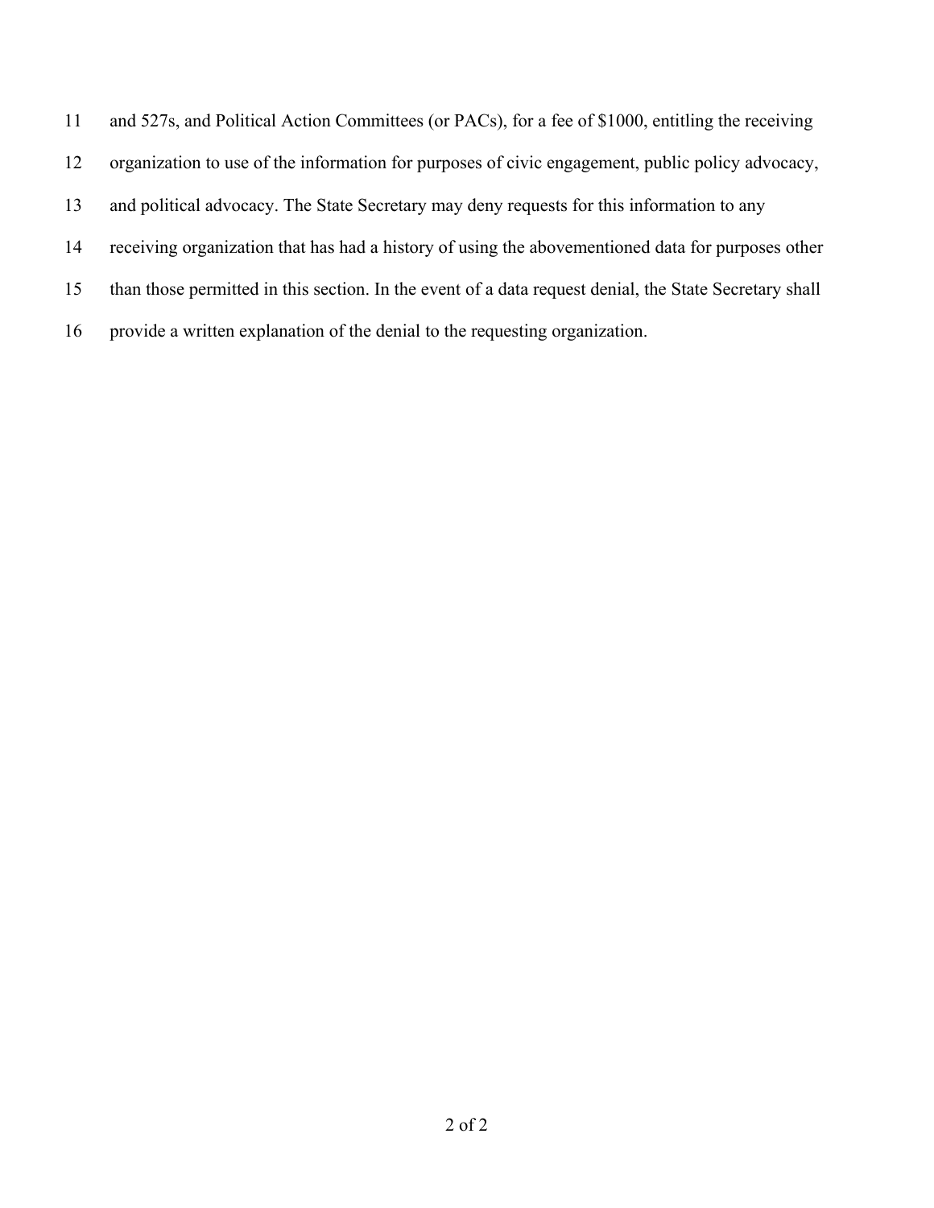and 527s, and Political Action Committees (or PACs), for a fee of $1000, entitling the receiving organization to use of the information for purposes of civic engagement, public policy advocacy, and political advocacy. The State Secretary may deny requests for this information to any receiving organization that has had a history of using the abovementioned data for purposes other than those permitted in this section. In the event of a data request denial, the State Secretary shall provide a written explanation of the denial to the requesting organization.